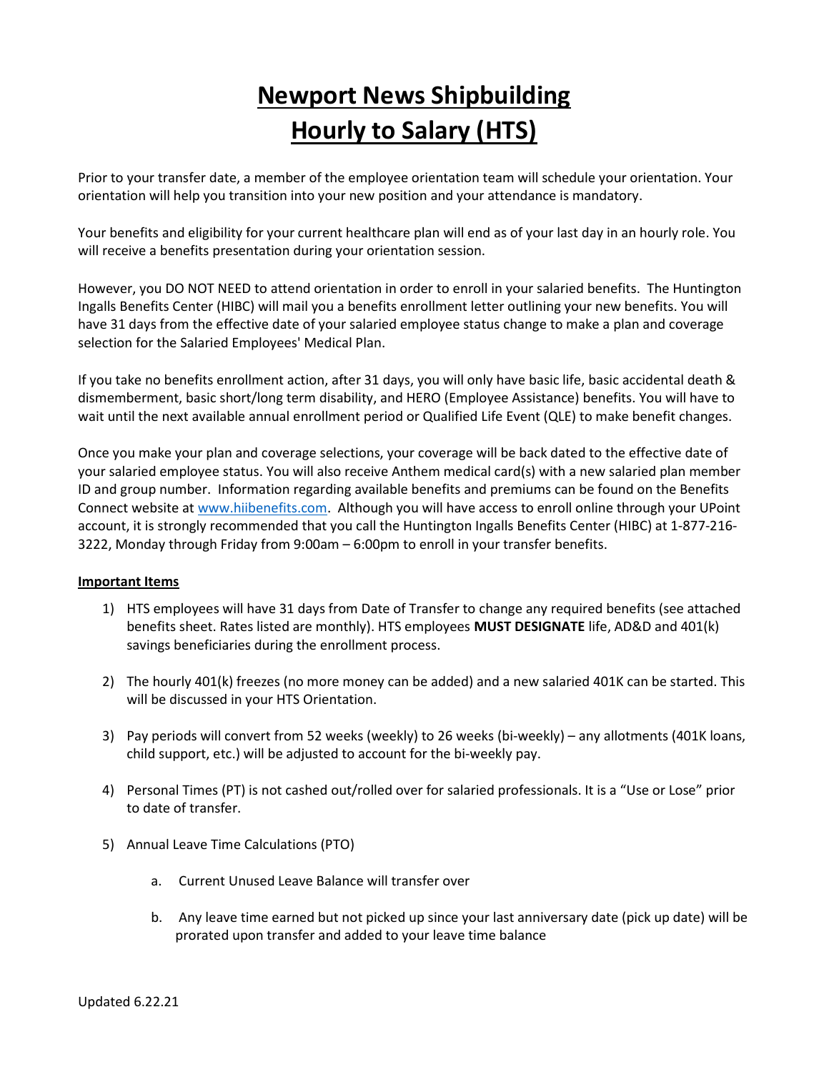# Newport News Shipbuilding
# Hourly to Salary (HTS)

Prior to your transfer date, a member of the employee orientation team will schedule your orientation. Your orientation will help you transition into your new position and your attendance is mandatory.

Your benefits and eligibility for your current healthcare plan will end as of your last day in an hourly role. You will receive a benefits presentation during your orientation session.

However, you DO NOT NEED to attend orientation in order to enroll in your salaried benefits. The Huntington Ingalls Benefits Center (HIBC) will mail you a benefits enrollment letter outlining your new benefits. You will have 31 days from the effective date of your salaried employee status change to make a plan and coverage selection for the Salaried Employees' Medical Plan.

If you take no benefits enrollment action, after 31 days, you will only have basic life, basic accidental death & dismemberment, basic short/long term disability, and HERO (Employee Assistance) benefits. You will have to wait until the next available annual enrollment period or Qualified Life Event (QLE) to make benefit changes.

Once you make your plan and coverage selections, your coverage will be back dated to the effective date of your salaried employee status. You will also receive Anthem medical card(s) with a new salaried plan member ID and group number. Information regarding available benefits and premiums can be found on the Benefits Connect website at [www.hiibenefits.com](http://www.hiibenefits.com). Although you will have access to enroll online through your UPoint account, it is strongly recommended that you call the Huntington Ingalls Benefits Center (HIBC) at 1-877-216-3222, Monday through Friday from 9:00am – 6:00pm to enroll in your transfer benefits.

**Important Items**

1) HTS employees will have 31 days from Date of Transfer to change any required benefits (see attached benefits sheet. Rates listed are monthly). HTS employees **MUST DESIGNATE** life, AD&D and 401(k) savings beneficiaries during the enrollment process.

2) The hourly 401(k) freezes (no more money can be added) and a new salaried 401K can be started. This will be discussed in your HTS Orientation.

3) Pay periods will convert from 52 weeks (weekly) to 26 weeks (bi-weekly) – any allotments (401K loans, child support, etc.) will be adjusted to account for the bi-weekly pay.

4) Personal Times (PT) is not cashed out/rolled over for salaried professionals. It is a "Use or Lose" prior to date of transfer.

5) Annual Leave Time Calculations (PTO)

    a. Current Unused Leave Balance will transfer over

    b. Any leave time earned but not picked up since your last anniversary date (pick up date) will be prorated upon transfer and added to your leave time balance

Updated 6.22.21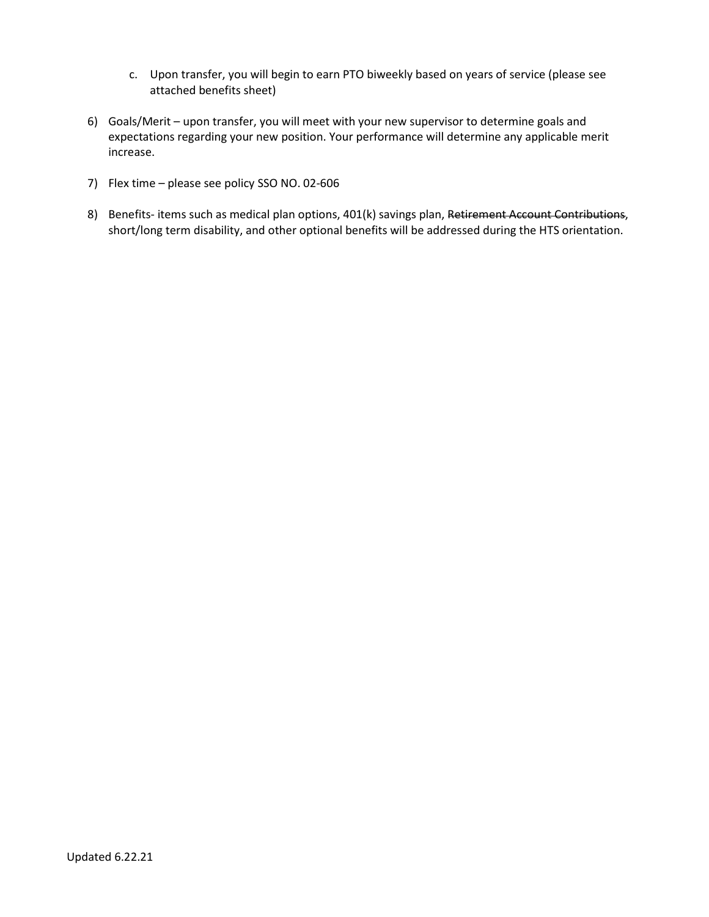c. Upon transfer, you will begin to earn PTO biweekly based on years of service (please see attached benefits sheet)

6) Goals/Merit – upon transfer, you will meet with your new supervisor to determine goals and expectations regarding your new position. Your performance will determine any applicable merit increase.

7) Flex time – please see policy SSO NO. 02-606

8) Benefits- items such as medical plan options, 401(k) savings plan, ~~Retirement Account Contributions~~, short/long term disability, and other optional benefits will be addressed during the HTS orientation.

Updated 6.22.21